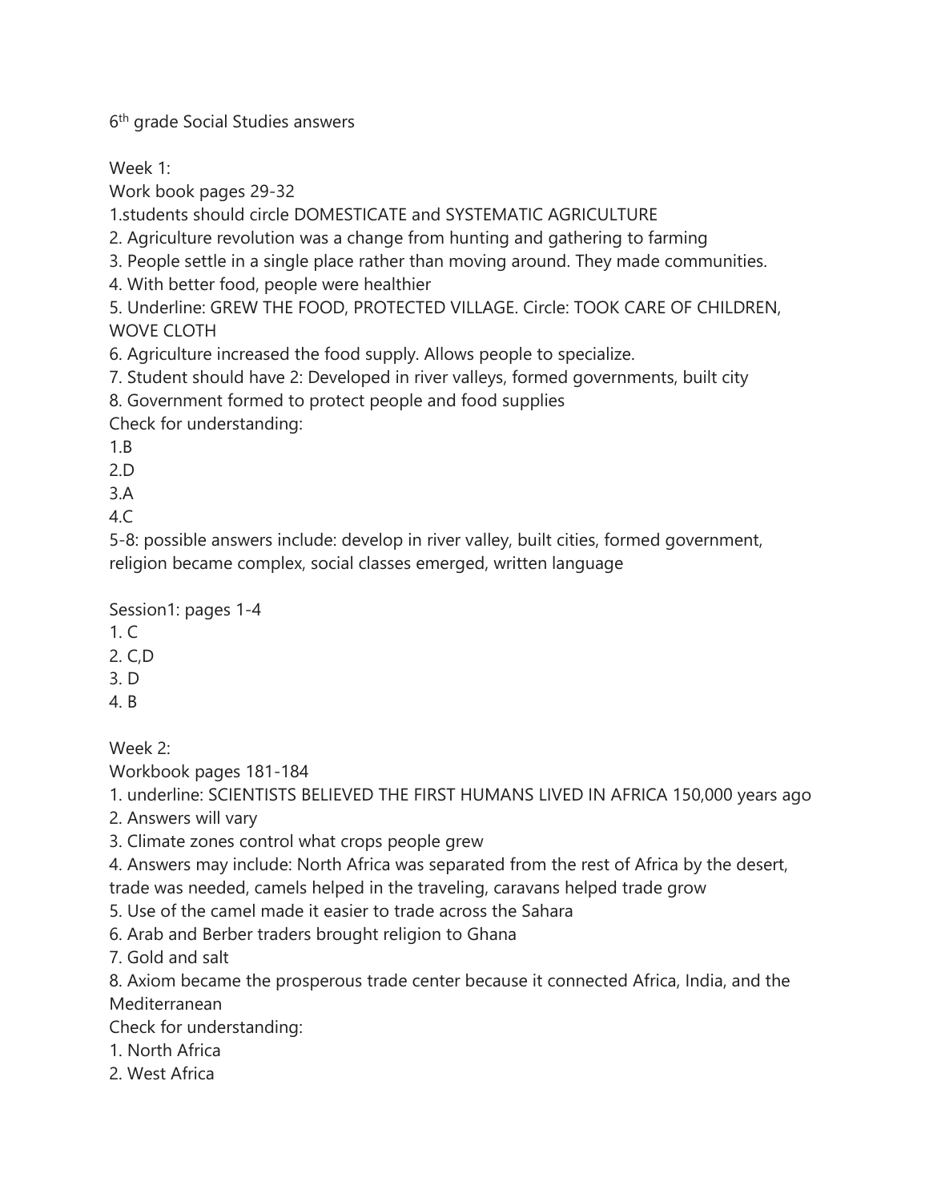6th grade Social Studies answers

Week 1:
Work book pages 29-32

1. students should circle DOMESTICATE and SYSTEMATIC AGRICULTURE
2. Agriculture revolution was a change from hunting and gathering to farming
3. People settle in a single place rather than moving around. They made communities.
4. With better food, people were healthier
5. Underline: GREW THE FOOD, PROTECTED VILLAGE. Circle: TOOK CARE OF CHILDREN, WOVE CLOTH
6. Agriculture increased the food supply. Allows people to specialize.
7. Student should have 2: Developed in river valleys, formed governments, built city
8. Government formed to protect people and food supplies

Check for understanding:

1. B
2. D
3. A
4. C

5-8: possible answers include: develop in river valley, built cities, formed government, religion became complex, social classes emerged, written language

Session1: pages 1-4

1. C
2. C,D
3. D
4. B

Week 2:
Workbook pages 181-184

1. underline: SCIENTISTS BELIEVED THE FIRST HUMANS LIVED IN AFRICA 150,000 years ago
2. Answers will vary
3. Climate zones control what crops people grew
4. Answers may include: North Africa was separated from the rest of Africa by the desert, trade was needed, camels helped in the traveling, caravans helped trade grow
5. Use of the camel made it easier to trade across the Sahara
6. Arab and Berber traders brought religion to Ghana
7. Gold and salt
8. Axiom became the prosperous trade center because it connected Africa, India, and the Mediterranean

Check for understanding:

1. North Africa
2. West Africa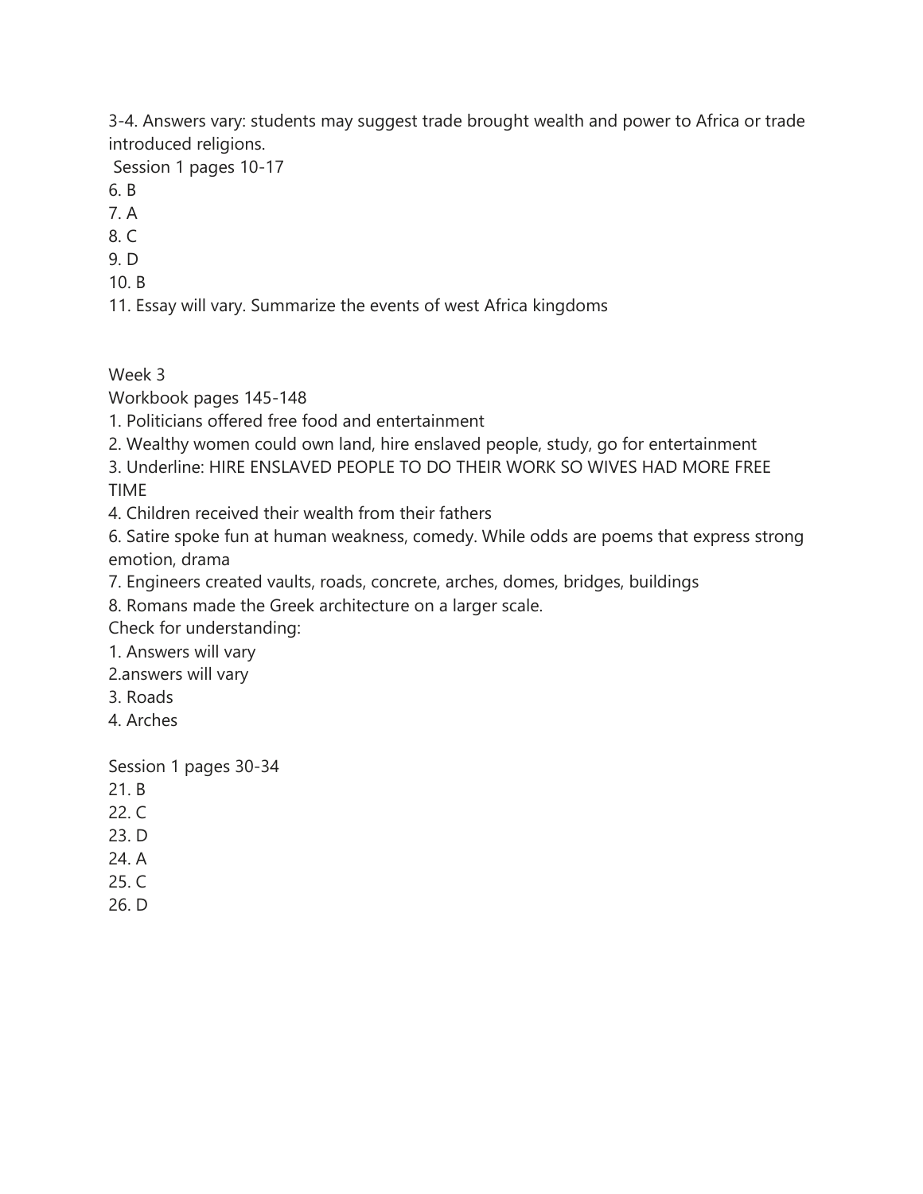3-4. Answers vary: students may suggest trade brought wealth and power to Africa or trade introduced religions.

Session 1 pages 10-17

6. B
7. A
8. C
9. D
10. B
11. Essay will vary. Summarize the events of west Africa kingdoms

Week 3

Workbook pages 145-148

1. Politicians offered free food and entertainment
2. Wealthy women could own land, hire enslaved people, study, go for entertainment
3. Underline: HIRE ENSLAVED PEOPLE TO DO THEIR WORK SO WIVES HAD MORE FREE TIME
4. Children received their wealth from their fathers
6. Satire spoke fun at human weakness, comedy. While odds are poems that express strong emotion, drama
7. Engineers created vaults, roads, concrete, arches, domes, bridges, buildings
8. Romans made the Greek architecture on a larger scale.

Check for understanding:

1. Answers will vary
2. answers will vary
3. Roads
4. Arches

Session 1 pages 30-34

21. B
22. C
23. D
24. A
25. C
26. D